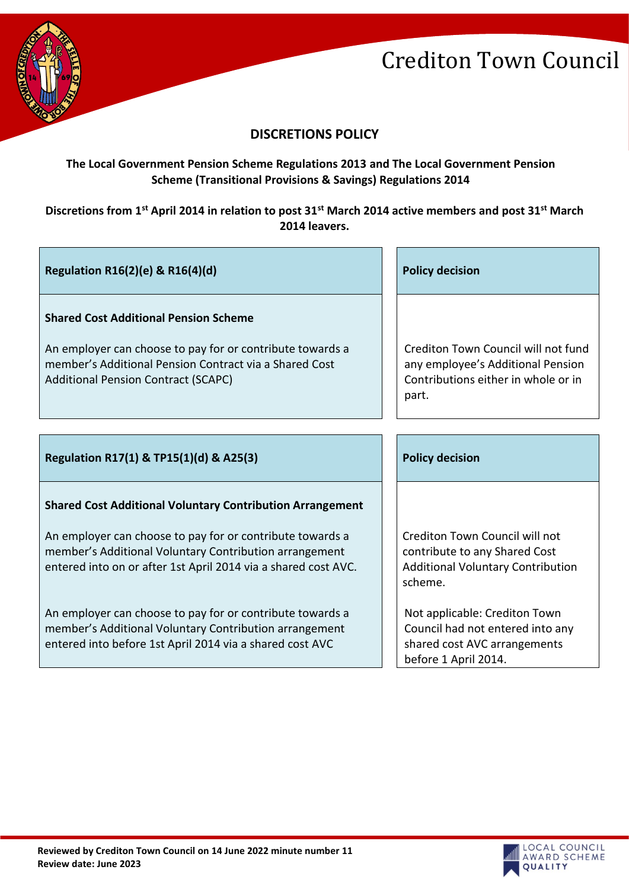# Crediton Town Council

## DISCRETIONS POLICY

**The Local Government Pension Scheme Regulations 2013 and The Local Government Pension Scheme (Transitional Provisions & Savings) Regulations 2014**

**Discretions from 1st April 2014 in relation to post 31st March 2014 active members and post 31st March 2014 leavers.**

| Regulation R16(2)(e) & R16(4)(d) | Policy decision |
|---|---|
| **Shared Cost Additional Pension Scheme**<br><br>An employer can choose to pay for or contribute towards a member's Additional Pension Contract via a Shared Cost Additional Pension Contract (SCAPC) | Crediton Town Council will not fund any employee's Additional Pension Contributions either in whole or in part. |

| Regulation R17(1) & TP15(1)(d) & A25(3) | Policy decision |
|---|---|
| **Shared Cost Additional Voluntary Contribution Arrangement**<br><br>An employer can choose to pay for or contribute towards a member's Additional Voluntary Contribution arrangement entered into on or after 1st April 2014 via a shared cost AVC. | Crediton Town Council will not contribute to any Shared Cost Additional Voluntary Contribution scheme. |
| An employer can choose to pay for or contribute towards a member's Additional Voluntary Contribution arrangement entered into before 1st April 2014 via a shared cost AVC | Not applicable: Crediton Town Council had not entered into any shared cost AVC arrangements before 1 April 2014. |

**Reviewed by Crediton Town Council on 14 June 2022 minute number 11**
**Review date: June 2023**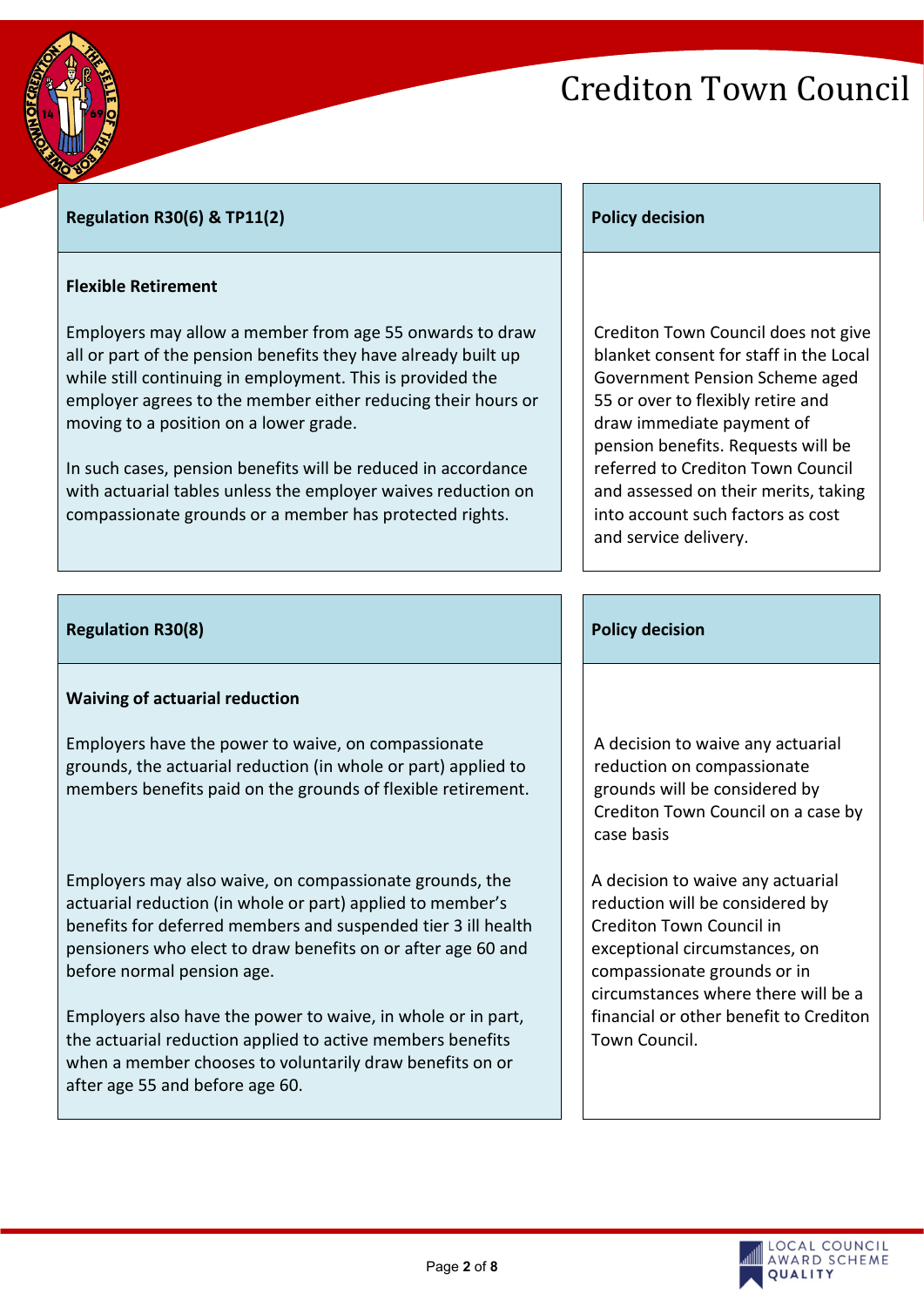| Regulation R30(6) & TP11(2) | Policy decision |
| --- | --- |
| **Flexible Retirement**<br><br>Employers may allow a member from age 55 onwards to draw all or part of the pension benefits they have already built up while still continuing in employment. This is provided the employer agrees to the member either reducing their hours or moving to a position on a lower grade.<br><br>In such cases, pension benefits will be reduced in accordance with actuarial tables unless the employer waives reduction on compassionate grounds or a member has protected rights. | Crediton Town Council does not give blanket consent for staff in the Local Government Pension Scheme aged 55 or over to flexibly retire and draw immediate payment of pension benefits. Requests will be referred to Crediton Town Council and assessed on their merits, taking into account such factors as cost and service delivery. |

| Regulation R30(8) | Policy decision |
| --- | --- |
| **Waiving of actuarial reduction**<br><br>Employers have the power to waive, on compassionate grounds, the actuarial reduction (in whole or part) applied to members benefits paid on the grounds of flexible retirement. | A decision to waive any actuarial reduction on compassionate grounds will be considered by Crediton Town Council on a case by case basis |
| Employers may also waive, on compassionate grounds, the actuarial reduction (in whole or part) applied to member's benefits for deferred members and suspended tier 3 ill health pensioners who elect to draw benefits on or after age 60 and before normal pension age.<br><br>Employers also have the power to waive, in whole or in part, the actuarial reduction applied to active members benefits when a member chooses to voluntarily draw benefits on or after age 55 and before age 60. | A decision to waive any actuarial reduction will be considered by Crediton Town Council in exceptional circumstances, on compassionate grounds or in circumstances where there will be a financial or other benefit to Crediton Town Council. |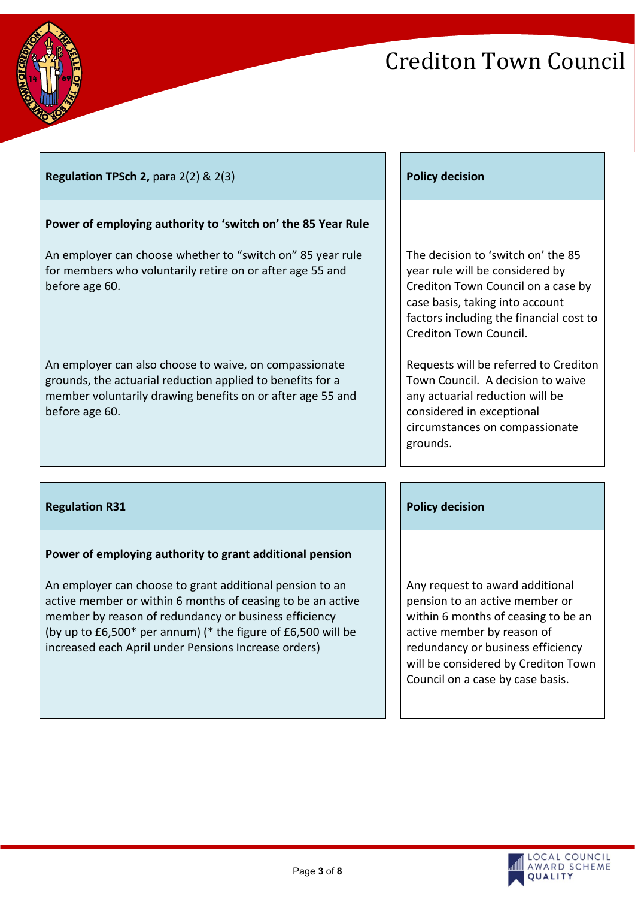| **Regulation TPSch 2,** para 2(2) & 2(3) | **Policy decision** |
|---|---|
| **Power of employing authority to 'switch on' the 85 Year Rule**<br><br>An employer can choose whether to "switch on" 85 year rule for members who voluntarily retire on or after age 55 and before age 60. | The decision to 'switch on' the 85 year rule will be considered by Crediton Town Council on a case by case basis, taking into account factors including the financial cost to Crediton Town Council. |
| An employer can also choose to waive, on compassionate grounds, the actuarial reduction applied to benefits for a member voluntarily drawing benefits on or after age 55 and before age 60. | Requests will be referred to Crediton Town Council. A decision to waive any actuarial reduction will be considered in exceptional circumstances on compassionate grounds. |

| **Regulation R31** | **Policy decision** |
|---|---|
| **Power of employing authority to grant additional pension**<br><br>An employer can choose to grant additional pension to an active member or within 6 months of ceasing to be an active member by reason of redundancy or business efficiency (by up to £6,500* per annum) (* the figure of £6,500 will be increased each April under Pensions Increase orders) | Any request to award additional pension to an active member or within 6 months of ceasing to be an active member by reason of redundancy or business efficiency will be considered by Crediton Town Council on a case by case basis. |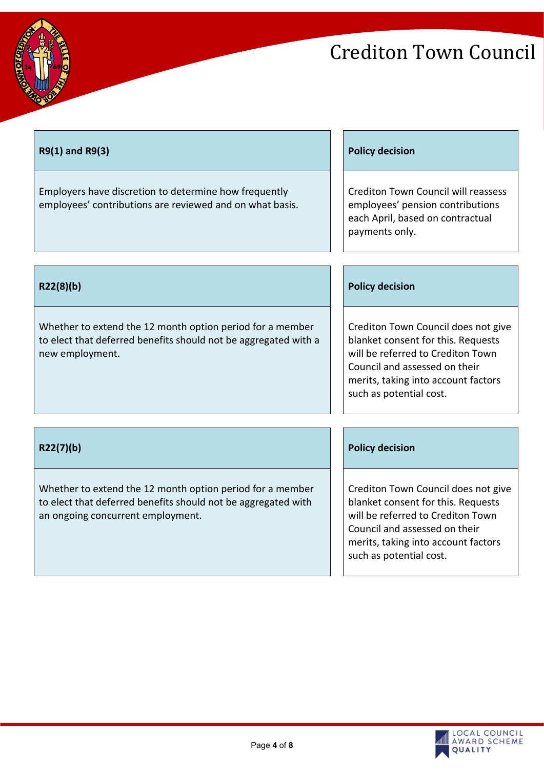| R9(1) and R9(3) | Policy decision |
| --- | --- |
| Employers have discretion to determine how frequently employees' contributions are reviewed and on what basis. | Crediton Town Council will reassess employees' pension contributions each April, based on contractual payments only. |

| R22(8)(b) | Policy decision |
| --- | --- |
| Whether to extend the 12 month option period for a member to elect that deferred benefits should not be aggregated with a new employment. | Crediton Town Council does not give blanket consent for this. Requests will be referred to Crediton Town Council and assessed on their merits, taking into account factors such as potential cost. |

| R22(7)(b) | Policy decision |
| --- | --- |
| Whether to extend the 12 month option period for a member to elect that deferred benefits should not be aggregated with an ongoing concurrent employment. | Crediton Town Council does not give blanket consent for this. Requests will be referred to Crediton Town Council and assessed on their merits, taking into account factors such as potential cost. |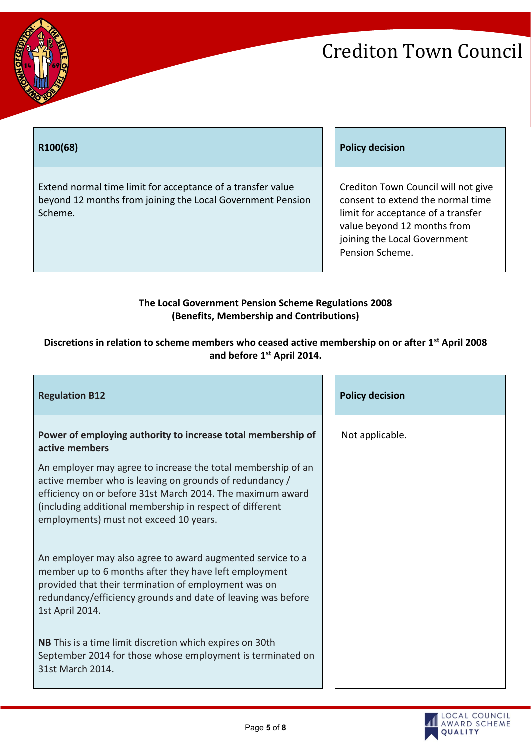| R100(68) | Policy decision |
|---|---|
| Extend normal time limit for acceptance of a transfer value beyond 12 months from joining the Local Government Pension Scheme. | Crediton Town Council will not give consent to extend the normal time limit for acceptance of a transfer value beyond 12 months from joining the Local Government Pension Scheme. |

**The Local Government Pension Scheme Regulations 2008 (Benefits, Membership and Contributions)**

**Discretions in relation to scheme members who ceased active membership on or after 1st April 2008 and before 1st April 2014.**

| Regulation B12 | Policy decision |
|---|---|
| **Power of employing authority to increase total membership of active members**<br><br>An employer may agree to increase the total membership of an active member who is leaving on grounds of redundancy / efficiency on or before 31st March 2014. The maximum award (including additional membership in respect of different employments) must not exceed 10 years.<br><br>An employer may also agree to award augmented service to a member up to 6 months after they have left employment provided that their termination of employment was on redundancy/efficiency grounds and date of leaving was before 1st April 2014.<br><br>**NB** This is a time limit discretion which expires on 30th September 2014 for those whose employment is terminated on 31st March 2014. | Not applicable. |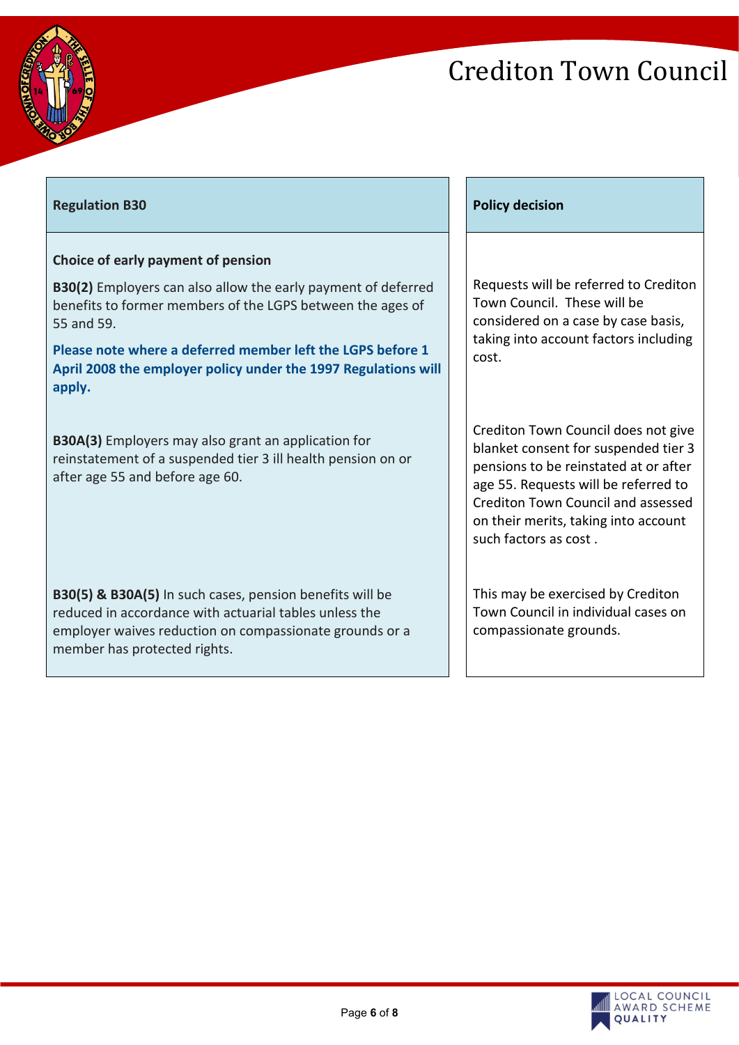| Regulation B30 | Policy decision |
|---|---|
| **Choice of early payment of pension**<br><br>**B30(2)** Employers can also allow the early payment of deferred benefits to former members of the LGPS between the ages of 55 and 59.<br><br>**Please note where a deferred member left the LGPS before 1 April 2008 the employer policy under the 1997 Regulations will apply.** | Requests will be referred to Crediton Town Council. These will be considered on a case by case basis, taking into account factors including cost. |
| **B30A(3)** Employers may also grant an application for reinstatement of a suspended tier 3 ill health pension on or after age 55 and before age 60. | Crediton Town Council does not give blanket consent for suspended tier 3 pensions to be reinstated at or after age 55. Requests will be referred to Crediton Town Council and assessed on their merits, taking into account such factors as cost . |
| **B30(5) & B30A(5)** In such cases, pension benefits will be reduced in accordance with actuarial tables unless the employer waives reduction on compassionate grounds or a member has protected rights. | This may be exercised by Crediton Town Council in individual cases on compassionate grounds. |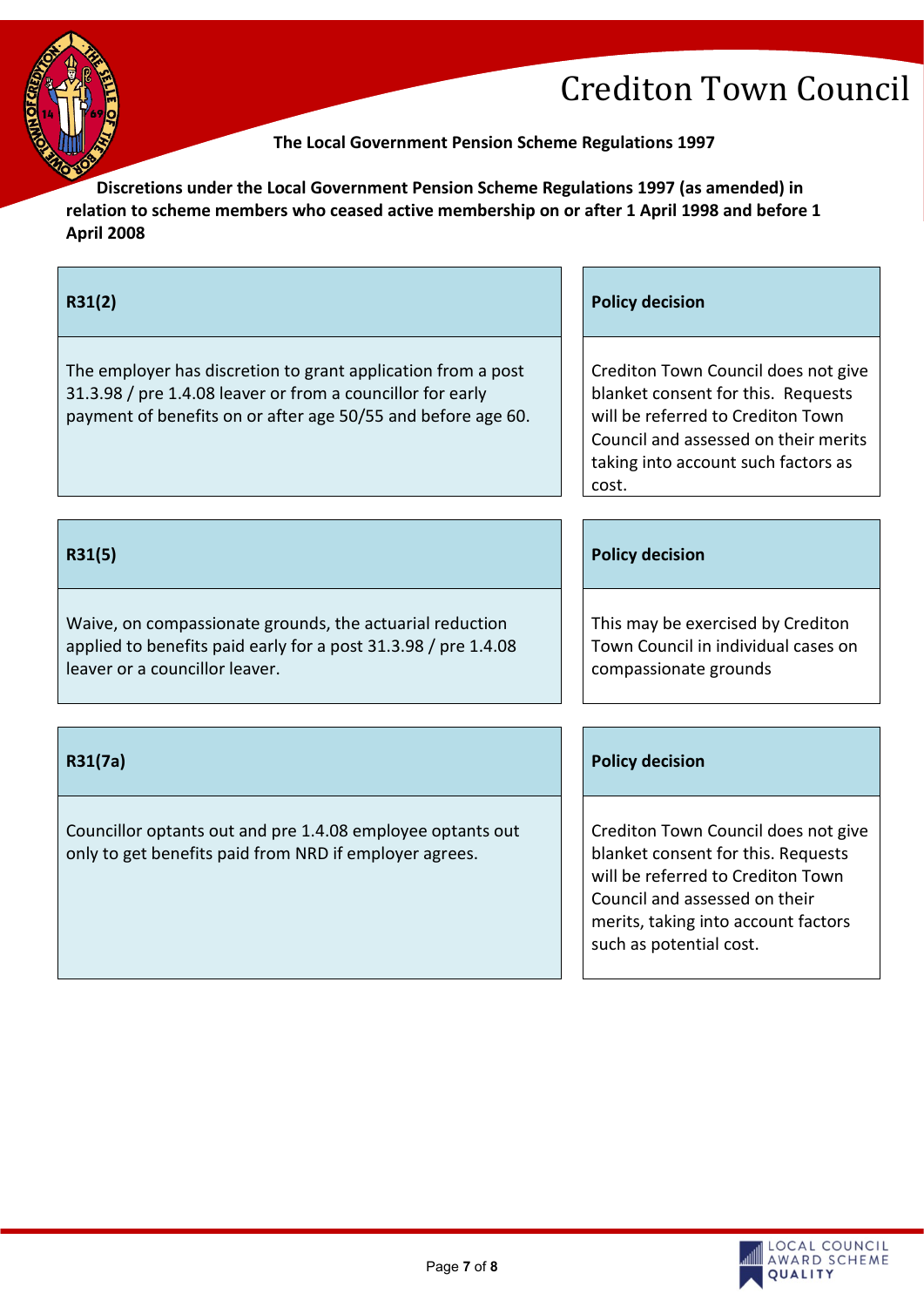**The Local Government Pension Scheme Regulations 1997**

**Discretions under the Local Government Pension Scheme Regulations 1997 (as amended) in relation to scheme members who ceased active membership on or after 1 April 1998 and before 1 April 2008**

| R31(2) | Policy decision |
|---|---|
| The employer has discretion to grant application from a post 31.3.98 / pre 1.4.08 leaver or from a councillor for early payment of benefits on or after age 50/55 and before age 60. | Crediton Town Council does not give blanket consent for this. Requests will be referred to Crediton Town Council and assessed on their merits taking into account such factors as cost. |

| R31(5) | Policy decision |
|---|---|
| Waive, on compassionate grounds, the actuarial reduction applied to benefits paid early for a post 31.3.98 / pre 1.4.08 leaver or a councillor leaver. | This may be exercised by Crediton Town Council in individual cases on compassionate grounds |

| R31(7a) | Policy decision |
|---|---|
| Councillor optants out and pre 1.4.08 employee optants out only to get benefits paid from NRD if employer agrees. | Crediton Town Council does not give blanket consent for this. Requests will be referred to Crediton Town Council and assessed on their merits, taking into account factors such as potential cost. |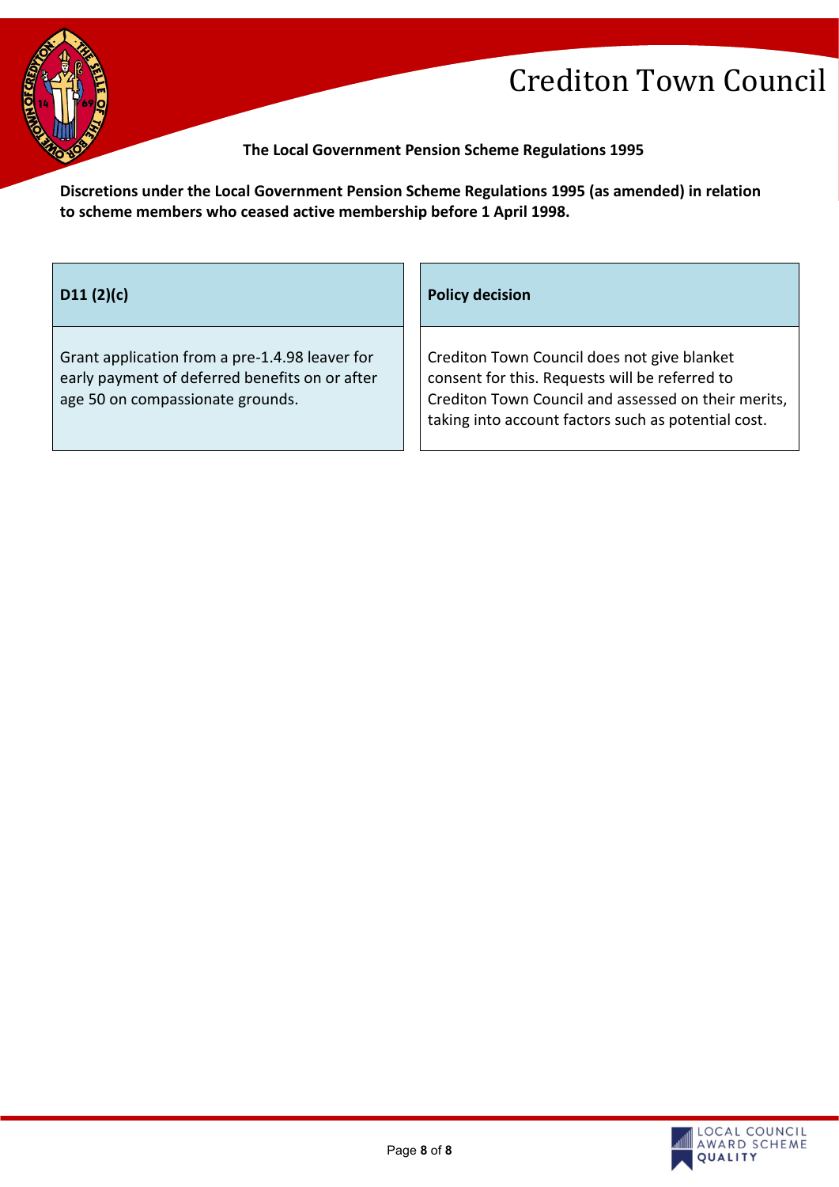**The Local Government Pension Scheme Regulations 1995**

**Discretions under the Local Government Pension Scheme Regulations 1995 (as amended) in relation to scheme members who ceased active membership before 1 April 1998.**

| D11 (2)(c) | Policy decision |
|---|---|
| Grant application from a pre-1.4.98 leaver for early payment of deferred benefits on or after age 50 on compassionate grounds. | Crediton Town Council does not give blanket consent for this. Requests will be referred to Crediton Town Council and assessed on their merits, taking into account factors such as potential cost. |